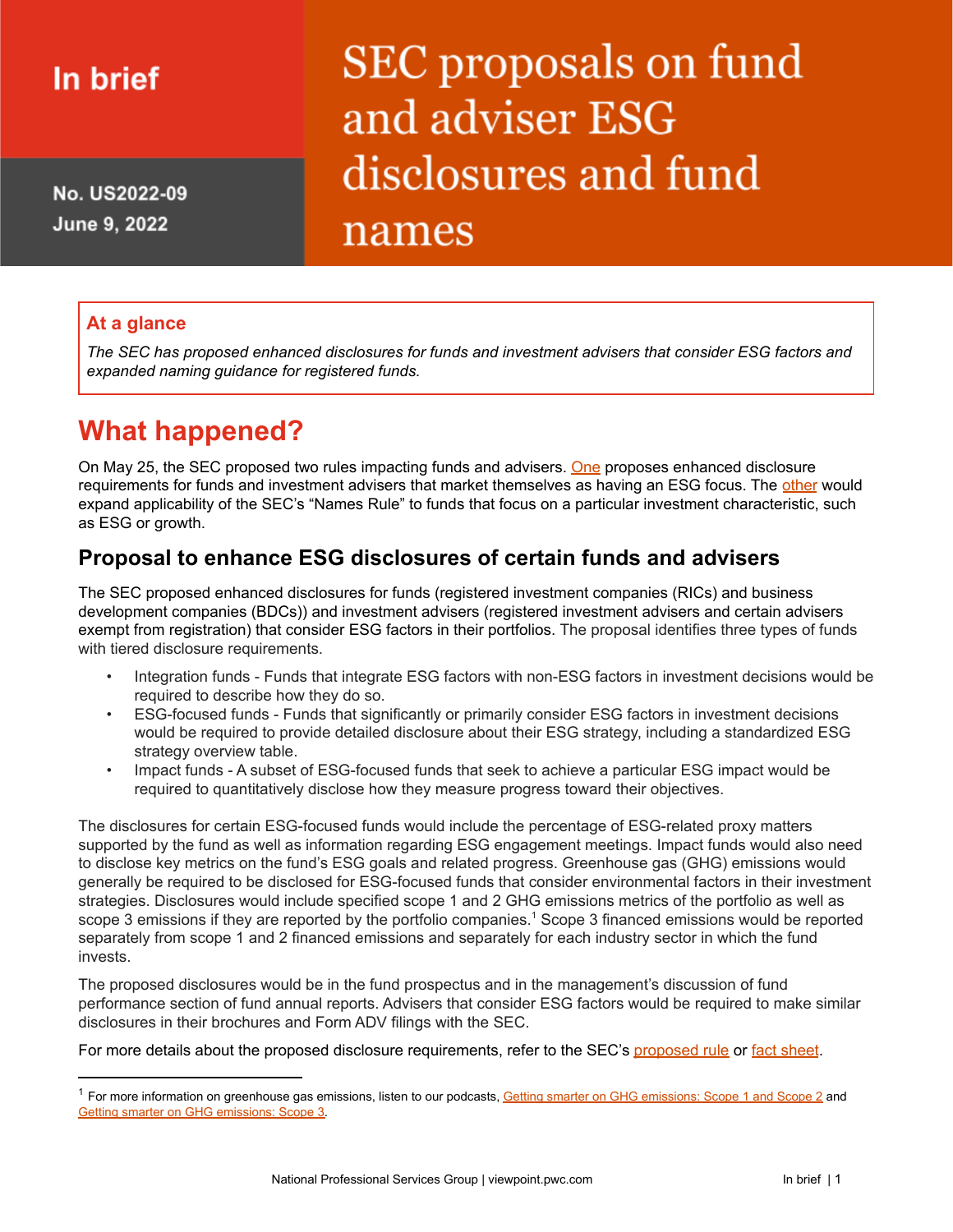In brief

No. US2022-09
June 9, 2022

# SEC proposals on fund and adviser ESG disclosures and fund names

**At a glance**

*The SEC has proposed enhanced disclosures for funds and investment advisers that consider ESG factors and expanded naming guidance for registered funds.*

## What happened?

On May 25, the SEC proposed two rules impacting funds and advisers. One proposes enhanced disclosure requirements for funds and investment advisers that market themselves as having an ESG focus. The other would expand applicability of the SEC's "Names Rule" to funds that focus on a particular investment characteristic, such as ESG or growth.

### Proposal to enhance ESG disclosures of certain funds and advisers

The SEC proposed enhanced disclosures for funds (registered investment companies (RICs) and business development companies (BDCs)) and investment advisers (registered investment advisers and certain advisers exempt from registration) that consider ESG factors in their portfolios. The proposal identifies three types of funds with tiered disclosure requirements.

- Integration funds - Funds that integrate ESG factors with non-ESG factors in investment decisions would be required to describe how they do so.
- ESG-focused funds - Funds that significantly or primarily consider ESG factors in investment decisions would be required to provide detailed disclosure about their ESG strategy, including a standardized ESG strategy overview table.
- Impact funds - A subset of ESG-focused funds that seek to achieve a particular ESG impact would be required to quantitatively disclose how they measure progress toward their objectives.

The disclosures for certain ESG-focused funds would include the percentage of ESG-related proxy matters supported by the fund as well as information regarding ESG engagement meetings. Impact funds would also need to disclose key metrics on the fund's ESG goals and related progress. Greenhouse gas (GHG) emissions would generally be required to be disclosed for ESG-focused funds that consider environmental factors in their investment strategies. Disclosures would include specified scope 1 and 2 GHG emissions metrics of the portfolio as well as scope 3 emissions if they are reported by the portfolio companies.[1] Scope 3 financed emissions would be reported separately from scope 1 and 2 financed emissions and separately for each industry sector in which the fund invests.

The proposed disclosures would be in the fund prospectus and in the management's discussion of fund performance section of fund annual reports. Advisers that consider ESG factors would be required to make similar disclosures in their brochures and Form ADV filings with the SEC.

For more details about the proposed disclosure requirements, refer to the SEC's proposed rule or fact sheet.

[1] For more information on greenhouse gas emissions, listen to our podcasts, Getting smarter on GHG emissions: Scope 1 and Scope 2 and Getting smarter on GHG emissions: Scope 3.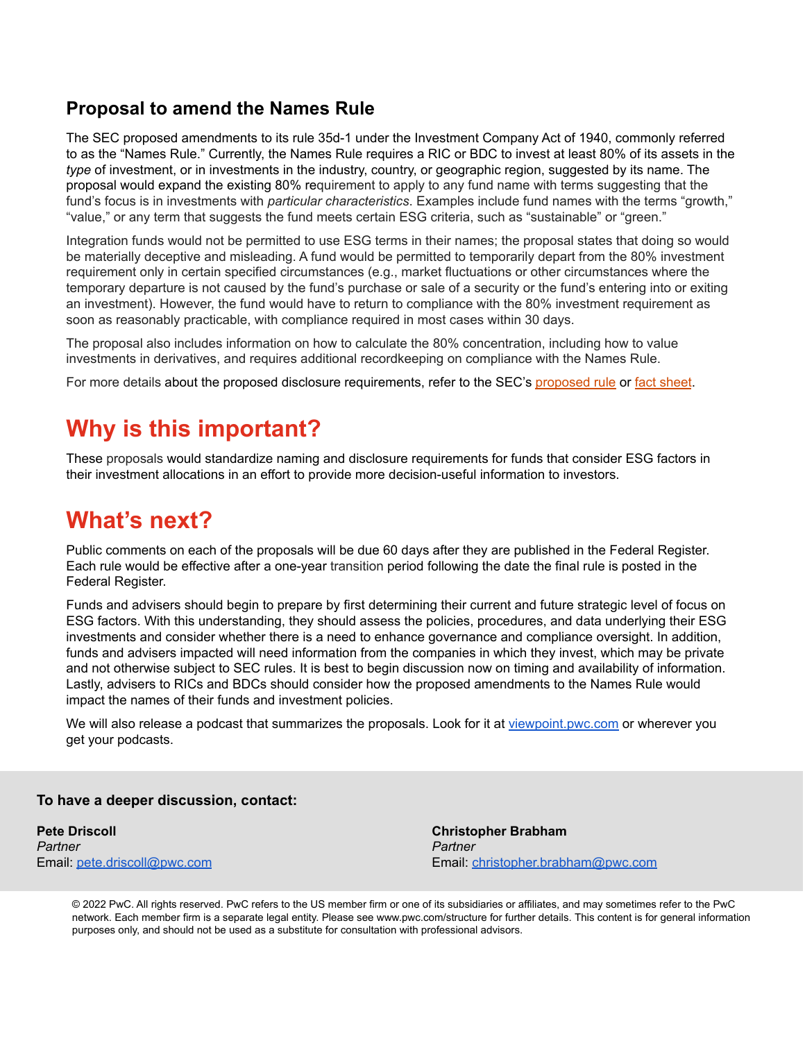### Proposal to amend the Names Rule

The SEC proposed amendments to its rule 35d-1 under the Investment Company Act of 1940, commonly referred to as the "Names Rule." Currently, the Names Rule requires a RIC or BDC to invest at least 80% of its assets in the *type* of investment, or in investments in the industry, country, or geographic region, suggested by its name. The proposal would expand the existing 80% requirement to apply to any fund name with terms suggesting that the fund's focus is in investments with *particular characteristics*. Examples include fund names with the terms "growth," "value," or any term that suggests the fund meets certain ESG criteria, such as "sustainable" or "green."

Integration funds would not be permitted to use ESG terms in their names; the proposal states that doing so would be materially deceptive and misleading. A fund would be permitted to temporarily depart from the 80% investment requirement only in certain specified circumstances (e.g., market fluctuations or other circumstances where the temporary departure is not caused by the fund's purchase or sale of a security or the fund's entering into or exiting an investment). However, the fund would have to return to compliance with the 80% investment requirement as soon as reasonably practicable, with compliance required in most cases within 30 days.

The proposal also includes information on how to calculate the 80% concentration, including how to value investments in derivatives, and requires additional recordkeeping on compliance with the Names Rule.

For more details about the proposed disclosure requirements, refer to the SEC's proposed rule or fact sheet.

## Why is this important?

These proposals would standardize naming and disclosure requirements for funds that consider ESG factors in their investment allocations in an effort to provide more decision-useful information to investors.

## What's next?

Public comments on each of the proposals will be due 60 days after they are published in the Federal Register. Each rule would be effective after a one-year transition period following the date the final rule is posted in the Federal Register.

Funds and advisers should begin to prepare by first determining their current and future strategic level of focus on ESG factors. With this understanding, they should assess the policies, procedures, and data underlying their ESG investments and consider whether there is a need to enhance governance and compliance oversight. In addition, funds and advisers impacted will need information from the companies in which they invest, which may be private and not otherwise subject to SEC rules. It is best to begin discussion now on timing and availability of information. Lastly, advisers to RICs and BDCs should consider how the proposed amendments to the Names Rule would impact the names of their funds and investment policies.

We will also release a podcast that summarizes the proposals. Look for it at viewpoint.pwc.com or wherever you get your podcasts.

**To have a deeper discussion, contact:**

**Pete Driscoll**
*Partner*
Email: pete.driscoll@pwc.com

**Christopher Brabham**
*Partner*
Email: christopher.brabham@pwc.com

© 2022 PwC. All rights reserved. PwC refers to the US member firm or one of its subsidiaries or affiliates, and may sometimes refer to the PwC network. Each member firm is a separate legal entity. Please see www.pwc.com/structure for further details. This content is for general information purposes only, and should not be used as a substitute for consultation with professional advisors.